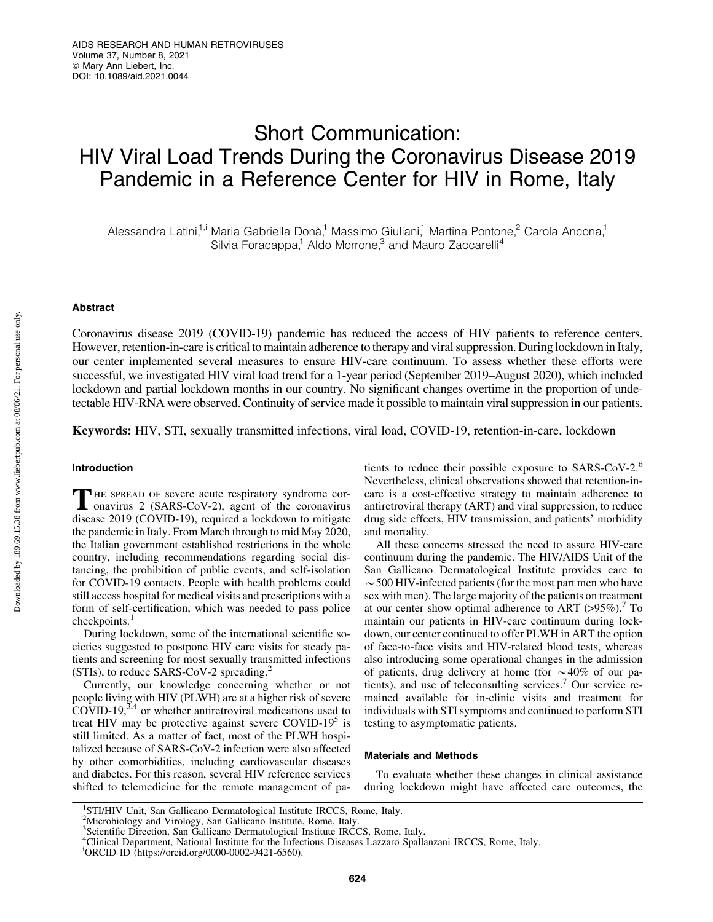# Short Communication: HIV Viral Load Trends During the Coronavirus Disease 2019 Pandemic in a Reference Center for HIV in Rome, Italy

Alessandra Latini,[1,i] Maria Gabriella Donà,[1] Massimo Giuliani,[1] Martina Pontone,[2] Carola Ancona,[1] Silvia Foracappa,[1] Aldo Morrone,[3] and Mauro Zaccarelli[4]

## Abstract

Coronavirus disease 2019 (COVID-19) pandemic has reduced the access of HIV patients to reference centers. However, retention-in-care is critical to maintain adherence to therapy and viral suppression. During lockdown in Italy, our center implemented several measures to ensure HIV-care continuum. To assess whether these efforts were successful, we investigated HIV viral load trend for a 1-year period (September 2019–August 2020), which included lockdown and partial lockdown months in our country. No significant changes overtime in the proportion of undetectable HIV-RNA were observed. Continuity of service made it possible to maintain viral suppression in our patients.

**Keywords:** HIV, STI, sexually transmitted infections, viral load, COVID-19, retention-in-care, lockdown

## Introduction

The spread of severe acute respiratory syndrome coronavirus 2 (SARS-CoV-2), agent of the coronavirus disease 2019 (COVID-19), required a lockdown to mitigate the pandemic in Italy. From March through to mid May 2020, the Italian government established restrictions in the whole country, including recommendations regarding social distancing, the prohibition of public events, and self-isolation for COVID-19 contacts. People with health problems could still access hospital for medical visits and prescriptions with a form of self-certification, which was needed to pass police checkpoints.[1]

During lockdown, some of the international scientific societies suggested to postpone HIV care visits for steady patients and screening for most sexually transmitted infections (STIs), to reduce SARS-CoV-2 spreading.[2]

Currently, our knowledge concerning whether or not people living with HIV (PLWH) are at a higher risk of severe COVID-19,[3,4] or whether antiretroviral medications used to treat HIV may be protective against severe COVID-19[5] is still limited. As a matter of fact, most of the PLWH hospitalized because of SARS-CoV-2 infection were also affected by other comorbidities, including cardiovascular diseases and diabetes. For this reason, several HIV reference services shifted to telemedicine for the remote management of patients to reduce their possible exposure to SARS-CoV-2.[6] Nevertheless, clinical observations showed that retention-in-care is a cost-effective strategy to maintain adherence to antiretroviral therapy (ART) and viral suppression, to reduce drug side effects, HIV transmission, and patients' morbidity and mortality.

All these concerns stressed the need to assure HIV-care continuum during the pandemic. The HIV/AIDS Unit of the San Gallicano Dermatological Institute provides care to ~500 HIV-infected patients (for the most part men who have sex with men). The large majority of the patients on treatment at our center show optimal adherence to ART (>95%).[7] To maintain our patients in HIV-care continuum during lockdown, our center continued to offer PLWH in ART the option of face-to-face visits and HIV-related blood tests, whereas also introducing some operational changes in the admission of patients, drug delivery at home (for ~40% of our patients), and use of teleconsulting services.[7] Our service remained available for in-clinic visits and treatment for individuals with STI symptoms and continued to perform STI testing to asymptomatic patients.

## Materials and Methods

To evaluate whether these changes in clinical assistance during lockdown might have affected care outcomes, the

[1] STI/HIV Unit, San Gallicano Dermatological Institute IRCCS, Rome, Italy.
[2] Microbiology and Virology, San Gallicano Institute, Rome, Italy.
[3] Scientific Direction, San Gallicano Dermatological Institute IRCCS, Rome, Italy.
[4] Clinical Department, National Institute for the Infectious Diseases Lazzaro Spallanzani IRCCS, Rome, Italy.
[i] ORCID ID (https://orcid.org/0000-0002-9421-6560).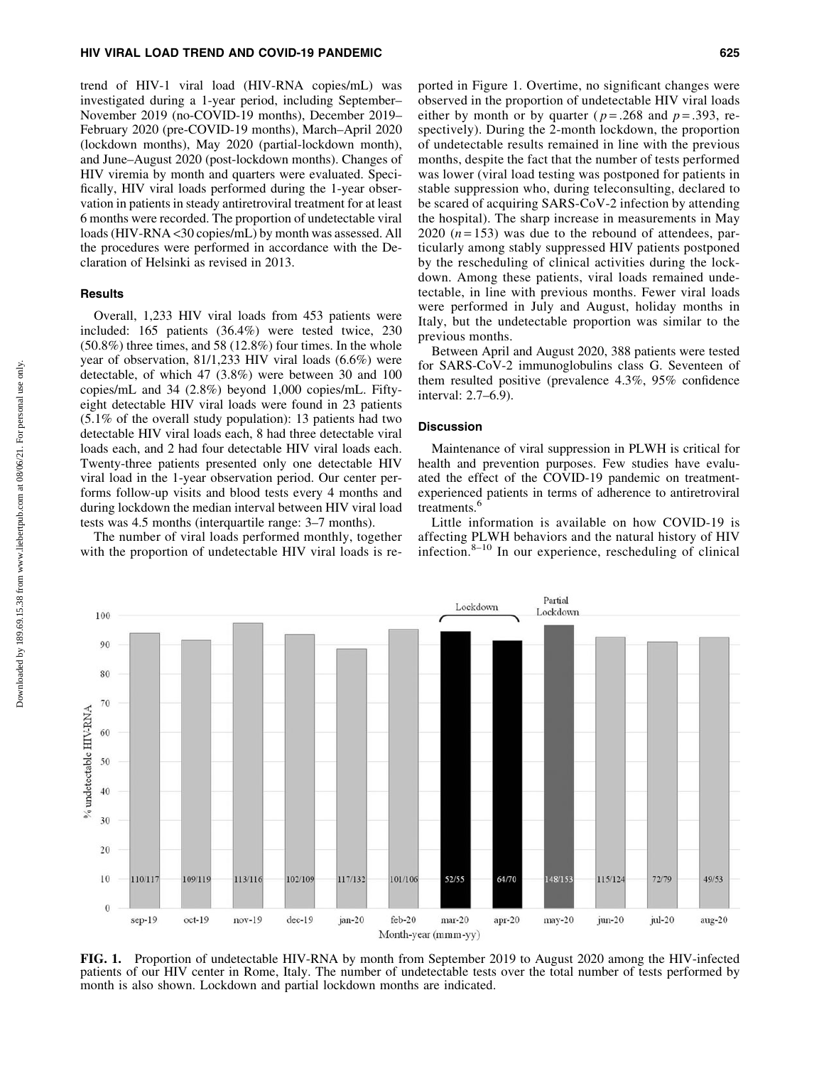trend of HIV-1 viral load (HIV-RNA copies/mL) was investigated during a 1-year period, including September–November 2019 (no-COVID-19 months), December 2019–February 2020 (pre-COVID-19 months), March–April 2020 (lockdown months), May 2020 (partial-lockdown month), and June–August 2020 (post-lockdown months). Changes of HIV viremia by month and quarters were evaluated. Specifically, HIV viral loads performed during the 1-year observation in patients in steady antiretroviral treatment for at least 6 months were recorded. The proportion of undetectable viral loads (HIV-RNA <30 copies/mL) by month was assessed. All the procedures were performed in accordance with the Declaration of Helsinki as revised in 2013.

### Results

Overall, 1,233 HIV viral loads from 453 patients were included: 165 patients (36.4%) were tested twice, 230 (50.8%) three times, and 58 (12.8%) four times. In the whole year of observation, 81/1,233 HIV viral loads (6.6%) were detectable, of which 47 (3.8%) were between 30 and 100 copies/mL and 34 (2.8%) beyond 1,000 copies/mL. Fifty-eight detectable HIV viral loads were found in 23 patients (5.1% of the overall study population): 13 patients had two detectable HIV viral loads each, 8 had three detectable viral loads each, and 2 had four detectable HIV viral loads each. Twenty-three patients presented only one detectable HIV viral load in the 1-year observation period. Our center performs follow-up visits and blood tests every 4 months and during lockdown the median interval between HIV viral load tests was 4.5 months (interquartile range: 3–7 months).

The number of viral loads performed monthly, together with the proportion of undetectable HIV viral loads is reported in Figure 1. Overtime, no significant changes were observed in the proportion of undetectable HIV viral loads either by month or by quarter ($p = .268$ and $p = .393$, respectively). During the 2-month lockdown, the proportion of undetectable results remained in line with the previous months, despite the fact that the number of tests performed was lower (viral load testing was postponed for patients in stable suppression who, during teleconsulting, declared to be scared of acquiring SARS-CoV-2 infection by attending the hospital). The sharp increase in measurements in May 2020 ($n = 153$) was due to the rebound of attendees, particularly among stably suppressed HIV patients postponed by the rescheduling of clinical activities during the lockdown. Among these patients, viral loads remained undetectable, in line with previous months. Fewer viral loads were performed in July and August, holiday months in Italy, but the undetectable proportion was similar to the previous months.

Between April and August 2020, 388 patients were tested for SARS-CoV-2 immunoglobulins class G. Seventeen of them resulted positive (prevalence 4.3%, 95% confidence interval: 2.7–6.9).

### Discussion

Maintenance of viral suppression in PLWH is critical for health and prevention purposes. Few studies have evaluated the effect of the COVID-19 pandemic on treatment-experienced patients in terms of adherence to antiretroviral treatments.[6]

Little information is available on how COVID-19 is affecting PLWH behaviors and the natural history of HIV infection.[8–10] In our experience, rescheduling of clinical

**FIG. 1.** Proportion of undetectable HIV-RNA by month from September 2019 to August 2020 among the HIV-infected patients of our HIV center in Rome, Italy. The number of undetectable tests over the total number of tests performed by month is also shown. Lockdown and partial lockdown months are indicated.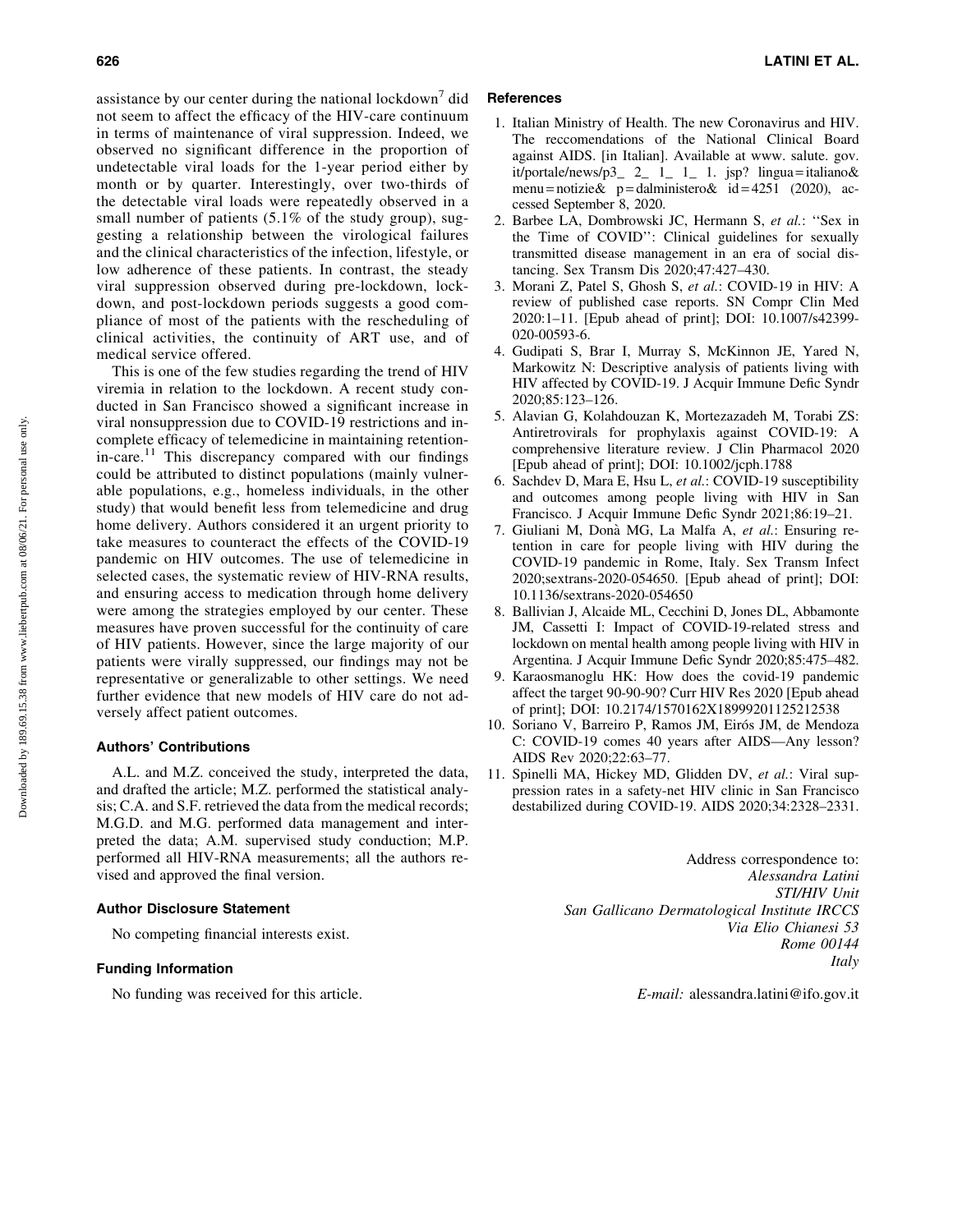assistance by our center during the national lockdown[7] did not seem to affect the efficacy of the HIV-care continuum in terms of maintenance of viral suppression. Indeed, we observed no significant difference in the proportion of undetectable viral loads for the 1-year period either by month or by quarter. Interestingly, over two-thirds of the detectable viral loads were repeatedly observed in a small number of patients (5.1% of the study group), suggesting a relationship between the virological failures and the clinical characteristics of the infection, lifestyle, or low adherence of these patients. In contrast, the steady viral suppression observed during pre-lockdown, lockdown, and post-lockdown periods suggests a good compliance of most of the patients with the rescheduling of clinical activities, the continuity of ART use, and of medical service offered.

This is one of the few studies regarding the trend of HIV viremia in relation to the lockdown. A recent study conducted in San Francisco showed a significant increase in viral nonsuppression due to COVID-19 restrictions and incomplete efficacy of telemedicine in maintaining retention-in-care.[11] This discrepancy compared with our findings could be attributed to distinct populations (mainly vulnerable populations, e.g., homeless individuals, in the other study) that would benefit less from telemedicine and drug home delivery. Authors considered it an urgent priority to take measures to counteract the effects of the COVID-19 pandemic on HIV outcomes. The use of telemedicine in selected cases, the systematic review of HIV-RNA results, and ensuring access to medication through home delivery were among the strategies employed by our center. These measures have proven successful for the continuity of care of HIV patients. However, since the large majority of our patients were virally suppressed, our findings may not be representative or generalizable to other settings. We need further evidence that new models of HIV care do not adversely affect patient outcomes.

## Authors' Contributions

A.L. and M.Z. conceived the study, interpreted the data, and drafted the article; M.Z. performed the statistical analysis; C.A. and S.F. retrieved the data from the medical records; M.G.D. and M.G. performed data management and interpreted the data; A.M. supervised study conduction; M.P. performed all HIV-RNA measurements; all the authors revised and approved the final version.

## Author Disclosure Statement

No competing financial interests exist.

## Funding Information

No funding was received for this article.

## References

1. Italian Ministry of Health. The new Coronavirus and HIV. The reccomendations of the National Clinical Board against AIDS. [in Italian]. Available at www. salute. gov. it/portale/news/p3_ 2_ 1_ 1_ 1. jsp? lingua=italiano& menu=notizie& p=dalministero& id=4251 (2020), accessed September 8, 2020.
2. Barbee LA, Dombrowski JC, Hermann S, *et al.*: ''Sex in the Time of COVID'': Clinical guidelines for sexually transmitted disease management in an era of social distancing. Sex Transm Dis 2020;47:427–430.
3. Morani Z, Patel S, Ghosh S, *et al.*: COVID-19 in HIV: A review of published case reports. SN Compr Clin Med 2020:1–11. [Epub ahead of print]; DOI: 10.1007/s42399-020-00593-6.
4. Gudipati S, Brar I, Murray S, McKinnon JE, Yared N, Markowitz N: Descriptive analysis of patients living with HIV affected by COVID-19. J Acquir Immune Defic Syndr 2020;85:123–126.
5. Alavian G, Kolahdouzan K, Mortezazadeh M, Torabi ZS: Antiretrovirals for prophylaxis against COVID-19: A comprehensive literature review. J Clin Pharmacol 2020 [Epub ahead of print]; DOI: 10.1002/jcph.1788
6. Sachdev D, Mara E, Hsu L, *et al.*: COVID-19 susceptibility and outcomes among people living with HIV in San Francisco. J Acquir Immune Defic Syndr 2021;86:19–21.
7. Giuliani M, Donà MG, La Malfa A, *et al.*: Ensuring retention in care for people living with HIV during the COVID-19 pandemic in Rome, Italy. Sex Transm Infect 2020;sextrans-2020-054650. [Epub ahead of print]; DOI: 10.1136/sextrans-2020-054650
8. Ballivian J, Alcaide ML, Cecchini D, Jones DL, Abbamonte JM, Cassetti I: Impact of COVID-19-related stress and lockdown on mental health among people living with HIV in Argentina. J Acquir Immune Defic Syndr 2020;85:475–482.
9. Karaosmanoglu HK: How does the covid-19 pandemic affect the target 90-90-90? Curr HIV Res 2020 [Epub ahead of print]; DOI: 10.2174/1570162X18999201125212538
10. Soriano V, Barreiro P, Ramos JM, Eirós JM, de Mendoza C: COVID-19 comes 40 years after AIDS—Any lesson? AIDS Rev 2020;22:63–77.
11. Spinelli MA, Hickey MD, Glidden DV, *et al.*: Viral suppression rates in a safety-net HIV clinic in San Francisco destabilized during COVID-19. AIDS 2020;34:2328–2331.

Address correspondence to:
*Alessandra Latini*
*STI/HIV Unit*
*San Gallicano Dermatological Institute IRCCS*
*Via Elio Chianesi 53*
*Rome 00144*
*Italy*

*E-mail:* alessandra.latini@ifo.gov.it